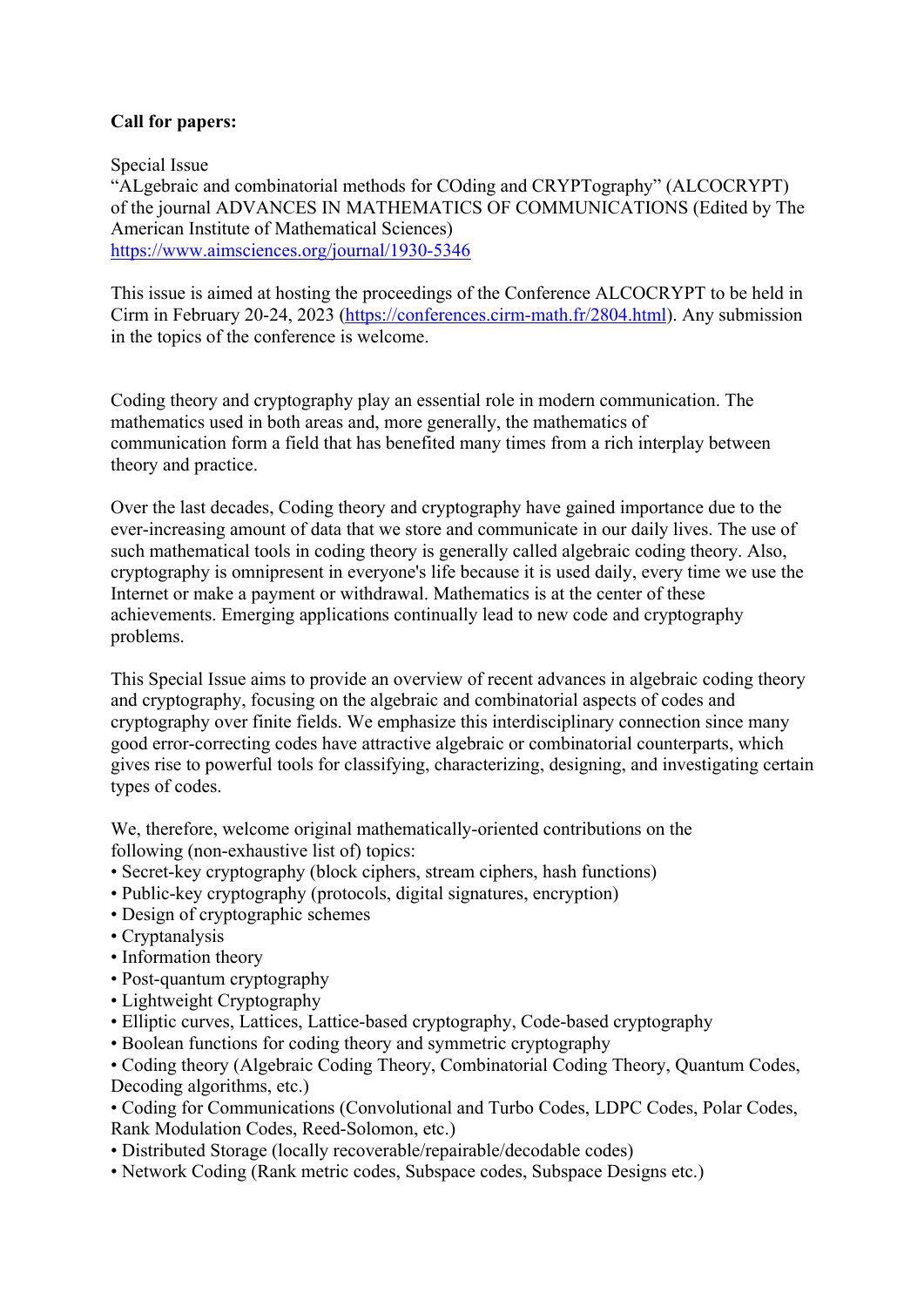**Call for papers:**

Special Issue
"ALgebraic and combinatorial methods for COding and CRYPTography" (ALCOCRYPT) of the journal ADVANCES IN MATHEMATICS OF COMMUNICATIONS (Edited by The American Institute of Mathematical Sciences)
https://www.aimsciences.org/journal/1930-5346

This issue is aimed at hosting the proceedings of the Conference ALCOCRYPT to be held in Cirm in February 20-24, 2023 (https://conferences.cirm-math.fr/2804.html). Any submission in the topics of the conference is welcome.

Coding theory and cryptography play an essential role in modern communication. The mathematics used in both areas and, more generally, the mathematics of communication form a field that has benefited many times from a rich interplay between theory and practice.

Over the last decades, Coding theory and cryptography have gained importance due to the ever-increasing amount of data that we store and communicate in our daily lives. The use of such mathematical tools in coding theory is generally called algebraic coding theory. Also, cryptography is omnipresent in everyone's life because it is used daily, every time we use the Internet or make a payment or withdrawal. Mathematics is at the center of these achievements. Emerging applications continually lead to new code and cryptography problems.

This Special Issue aims to provide an overview of recent advances in algebraic coding theory and cryptography, focusing on the algebraic and combinatorial aspects of codes and cryptography over finite fields. We emphasize this interdisciplinary connection since many good error-correcting codes have attractive algebraic or combinatorial counterparts, which gives rise to powerful tools for classifying, characterizing, designing, and investigating certain types of codes.

We, therefore, welcome original mathematically-oriented contributions on the following (non-exhaustive list of) topics:

- Secret-key cryptography (block ciphers, stream ciphers, hash functions)
- Public-key cryptography (protocols, digital signatures, encryption)
- Design of cryptographic schemes
- Cryptanalysis
- Information theory
- Post-quantum cryptography
- Lightweight Cryptography
- Elliptic curves, Lattices, Lattice-based cryptography, Code-based cryptography
- Boolean functions for coding theory and symmetric cryptography
- Coding theory (Algebraic Coding Theory, Combinatorial Coding Theory, Quantum Codes, Decoding algorithms, etc.)
- Coding for Communications (Convolutional and Turbo Codes, LDPC Codes, Polar Codes, Rank Modulation Codes, Reed-Solomon, etc.)
- Distributed Storage (locally recoverable/repairable/decodable codes)
- Network Coding (Rank metric codes, Subspace codes, Subspace Designs etc.)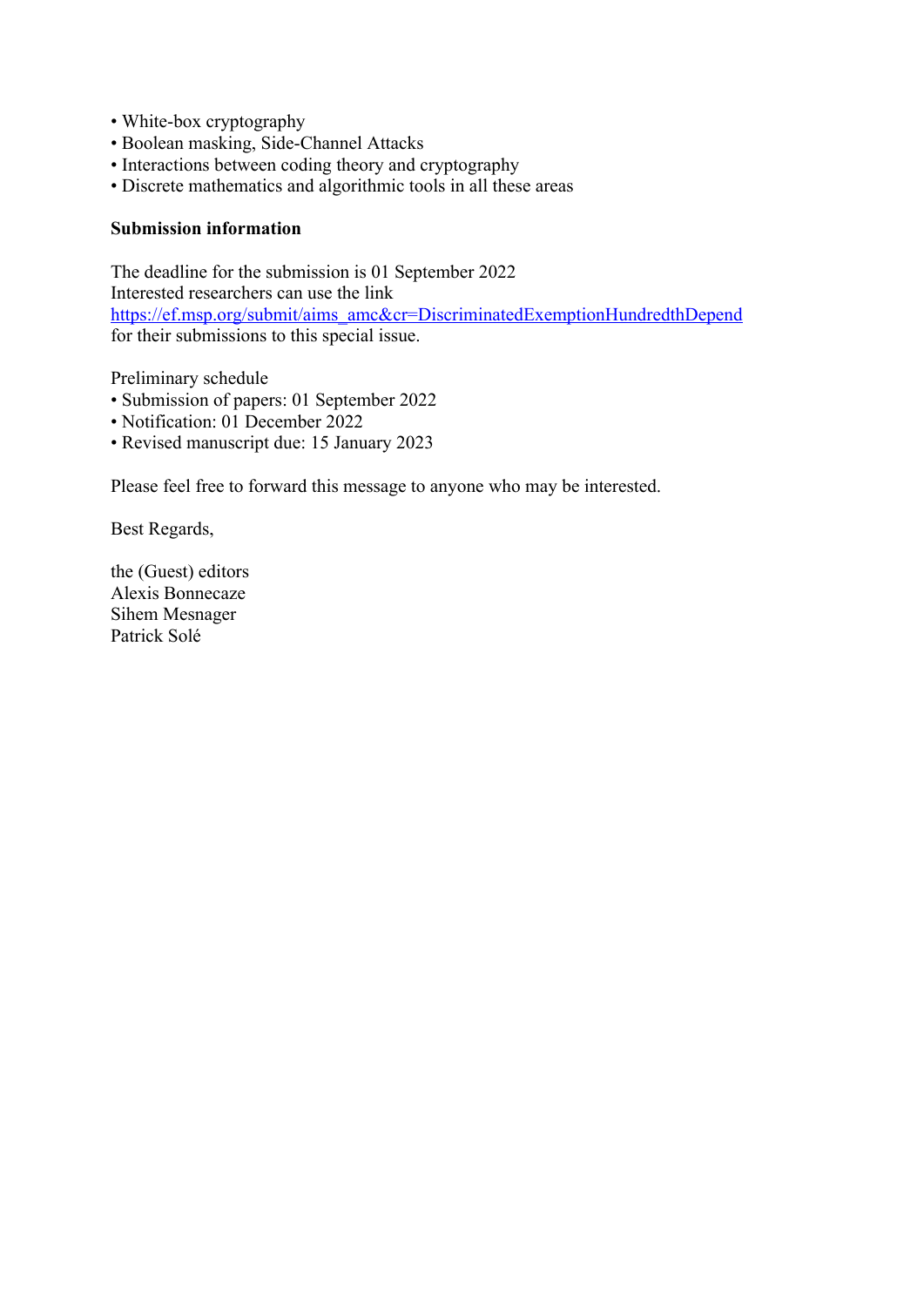- White-box cryptography
- Boolean masking, Side-Channel Attacks
- Interactions between coding theory and cryptography
- Discrete mathematics and algorithmic tools in all these areas

**Submission information**

The deadline for the submission is 01 September 2022
Interested researchers can use the link
https://ef.msp.org/submit/aims_amc&cr=DiscriminatedExemptionHundredthDepend
for their submissions to this special issue.

Preliminary schedule
- Submission of papers: 01 September 2022
- Notification: 01 December 2022
- Revised manuscript due: 15 January 2023

Please feel free to forward this message to anyone who may be interested.

Best Regards,

the (Guest) editors
Alexis Bonnecaze
Sihem Mesnager
Patrick Solé